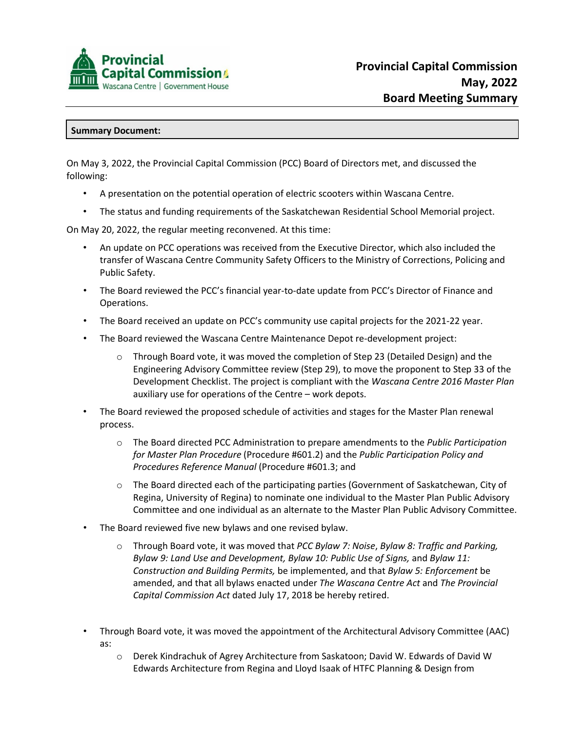# Provincial Capital Commission
# May, 2022
# Board Meeting Summary

**Summary Document:**

On May 3, 2022, the Provincial Capital Commission (PCC) Board of Directors met, and discussed the following:

- A presentation on the potential operation of electric scooters within Wascana Centre.
- The status and funding requirements of the Saskatchewan Residential School Memorial project.

On May 20, 2022, the regular meeting reconvened. At this time:

- An update on PCC operations was received from the Executive Director, which also included the transfer of Wascana Centre Community Safety Officers to the Ministry of Corrections, Policing and Public Safety.
- The Board reviewed the PCC's financial year-to-date update from PCC's Director of Finance and Operations.
- The Board received an update on PCC's community use capital projects for the 2021-22 year.
- The Board reviewed the Wascana Centre Maintenance Depot re-development project:
  - Through Board vote, it was moved the completion of Step 23 (Detailed Design) and the Engineering Advisory Committee review (Step 29), to move the proponent to Step 33 of the Development Checklist. The project is compliant with the *Wascana Centre 2016 Master Plan* auxiliary use for operations of the Centre – work depots.
- The Board reviewed the proposed schedule of activities and stages for the Master Plan renewal process.
  - The Board directed PCC Administration to prepare amendments to the *Public Participation for Master Plan Procedure* (Procedure #601.2) and the *Public Participation Policy and Procedures Reference Manual* (Procedure #601.3; and
  - The Board directed each of the participating parties (Government of Saskatchewan, City of Regina, University of Regina) to nominate one individual to the Master Plan Public Advisory Committee and one individual as an alternate to the Master Plan Public Advisory Committee.
- The Board reviewed five new bylaws and one revised bylaw.
  - Through Board vote, it was moved that *PCC Bylaw 7: Noise*, *Bylaw 8: Traffic and Parking, Bylaw 9: Land Use and Development, Bylaw 10: Public Use of Signs,* and *Bylaw 11: Construction and Building Permits,* be implemented, and that *Bylaw 5: Enforcement* be amended, and that all bylaws enacted under *The Wascana Centre Act* and *The Provincial Capital Commission Act* dated July 17, 2018 be hereby retired.
- Through Board vote, it was moved the appointment of the Architectural Advisory Committee (AAC) as:
  - Derek Kindrachuk of Agrey Architecture from Saskatoon; David W. Edwards of David W Edwards Architecture from Regina and Lloyd Isaak of HTFC Planning & Design from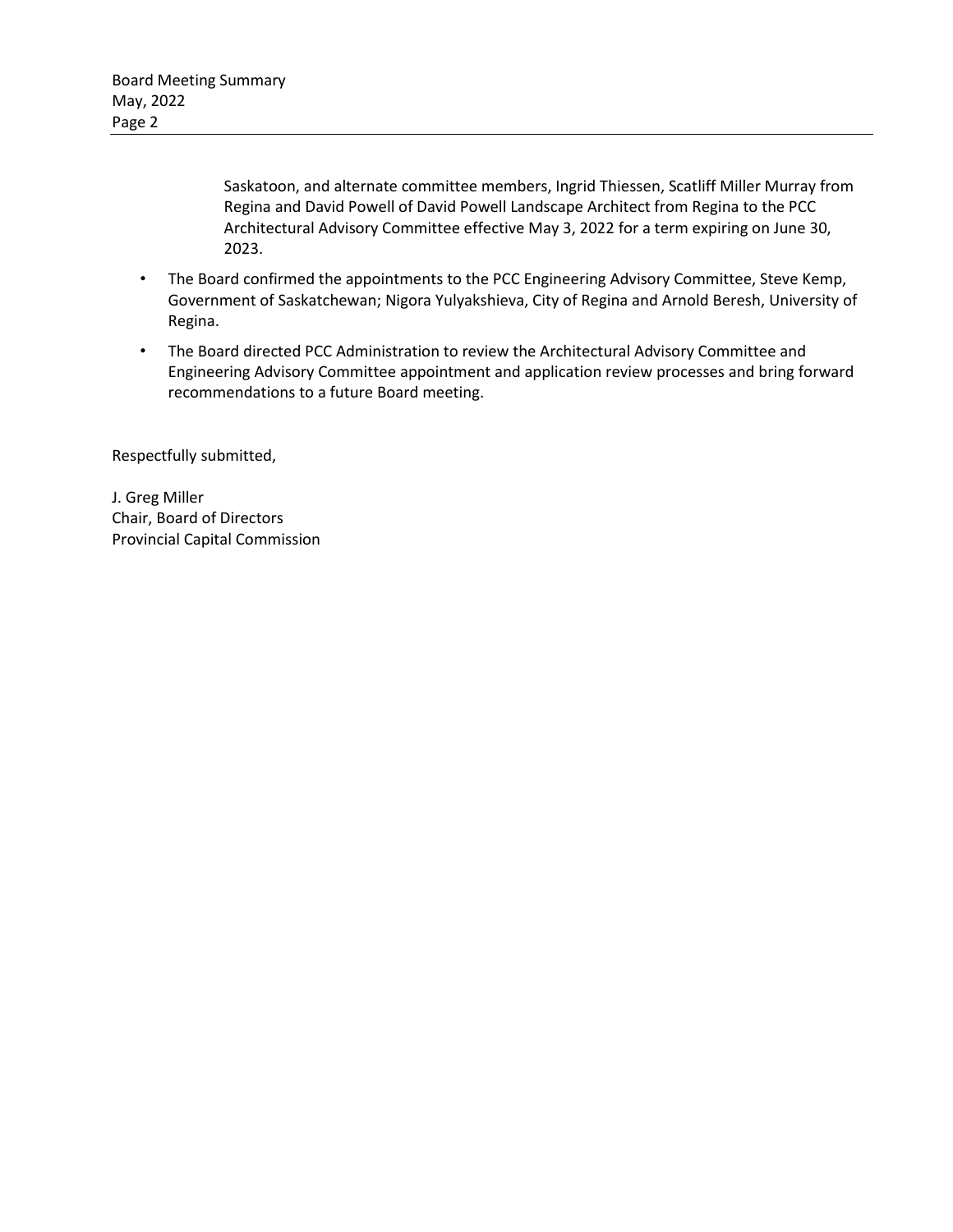Saskatoon, and alternate committee members, Ingrid Thiessen, Scatliff Miller Murray from Regina and David Powell of David Powell Landscape Architect from Regina to the PCC Architectural Advisory Committee effective May 3, 2022 for a term expiring on June 30, 2023.

- The Board confirmed the appointments to the PCC Engineering Advisory Committee, Steve Kemp, Government of Saskatchewan; Nigora Yulyakshieva, City of Regina and Arnold Beresh, University of Regina.
- The Board directed PCC Administration to review the Architectural Advisory Committee and Engineering Advisory Committee appointment and application review processes and bring forward recommendations to a future Board meeting.

Respectfully submitted,

J. Greg Miller
Chair, Board of Directors
Provincial Capital Commission